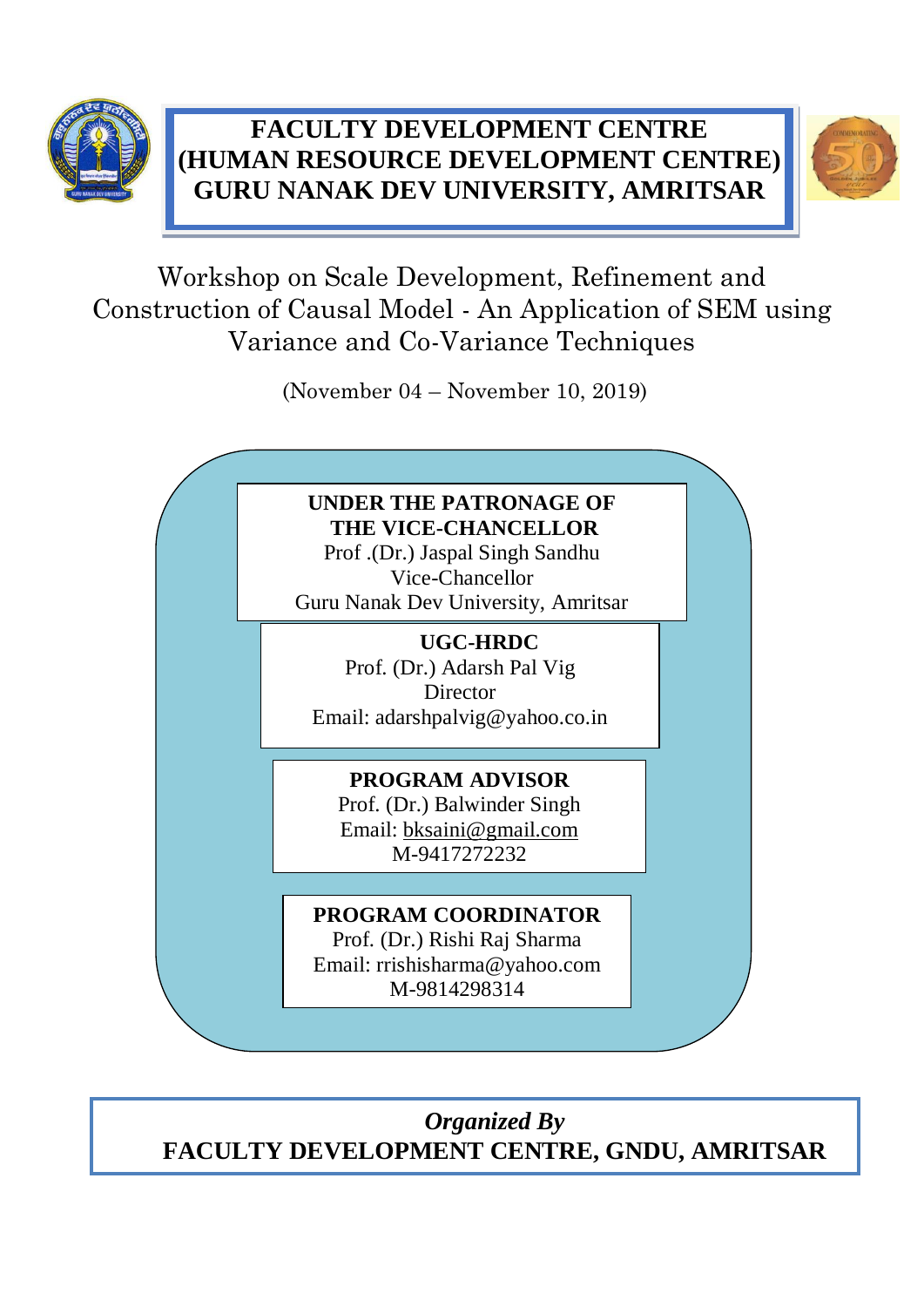# FACULTY DEVELOPMENT CENTRE
# (HUMAN RESOURCE DEVELOPMENT CENTRE)
# GURU NANAK DEV UNIVERSITY, AMRITSAR

## Workshop on Scale Development, Refinement and Construction of Causal Model - An Application of SEM using Variance and Co-Variance Techniques

(November 04 – November 10, 2019)

**UNDER THE PATRONAGE OF**
**THE VICE-CHANCELLOR**
Prof .(Dr.) Jaspal Singh Sandhu
Vice-Chancellor
Guru Nanak Dev University, Amritsar

**UGC-HRDC**
Prof. (Dr.) Adarsh Pal Vig
Director
Email: adarshpalvig@yahoo.co.in

**PROGRAM ADVISOR**
Prof. (Dr.) Balwinder Singh
Email: bksaini@gmail.com
M-9417272232

**PROGRAM COORDINATOR**
Prof. (Dr.) Rishi Raj Sharma
Email: rrishisharma@yahoo.com
M-9814298314

***Organized By***
**FACULTY DEVELOPMENT CENTRE, GNDU, AMRITSAR**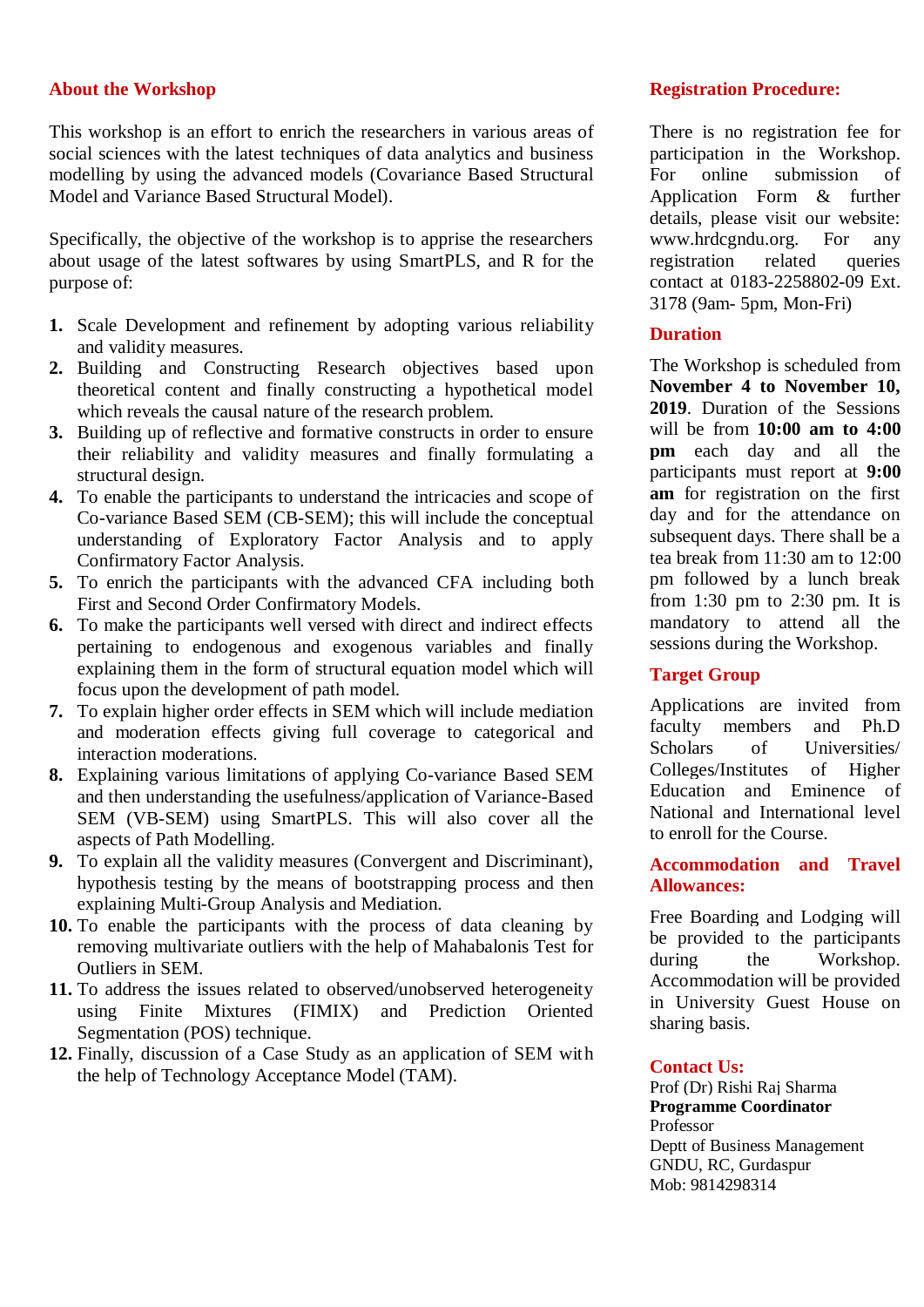## About the Workshop

This workshop is an effort to enrich the researchers in various areas of social sciences with the latest techniques of data analytics and business modelling by using the advanced models (Covariance Based Structural Model and Variance Based Structural Model).

Specifically, the objective of the workshop is to apprise the researchers about usage of the latest softwares by using SmartPLS, and R for the purpose of:

1. Scale Development and refinement by adopting various reliability and validity measures.
2. Building and Constructing Research objectives based upon theoretical content and finally constructing a hypothetical model which reveals the causal nature of the research problem.
3. Building up of reflective and formative constructs in order to ensure their reliability and validity measures and finally formulating a structural design.
4. To enable the participants to understand the intricacies and scope of Co-variance Based SEM (CB-SEM); this will include the conceptual understanding of Exploratory Factor Analysis and to apply Confirmatory Factor Analysis.
5. To enrich the participants with the advanced CFA including both First and Second Order Confirmatory Models.
6. To make the participants well versed with direct and indirect effects pertaining to endogenous and exogenous variables and finally explaining them in the form of structural equation model which will focus upon the development of path model.
7. To explain higher order effects in SEM which will include mediation and moderation effects giving full coverage to categorical and interaction moderations.
8. Explaining various limitations of applying Co-variance Based SEM and then understanding the usefulness/application of Variance-Based SEM (VB-SEM) using SmartPLS. This will also cover all the aspects of Path Modelling.
9. To explain all the validity measures (Convergent and Discriminant), hypothesis testing by the means of bootstrapping process and then explaining Multi-Group Analysis and Mediation.
10. To enable the participants with the process of data cleaning by removing multivariate outliers with the help of Mahabalonis Test for Outliers in SEM.
11. To address the issues related to observed/unobserved heterogeneity using Finite Mixtures (FIMIX) and Prediction Oriented Segmentation (POS) technique.
12. Finally, discussion of a Case Study as an application of SEM with the help of Technology Acceptance Model (TAM).

## Registration Procedure:

There is no registration fee for participation in the Workshop. For online submission of Application Form & further details, please visit our website: www.hrdcgndu.org. For any registration related queries contact at 0183-2258802-09 Ext. 3178 (9am- 5pm, Mon-Fri)

## Duration

The Workshop is scheduled from **November 4 to November 10, 2019**. Duration of the Sessions will be from **10:00 am to 4:00 pm** each day and all the participants must report at **9:00 am** for registration on the first day and for the attendance on subsequent days. There shall be a tea break from 11:30 am to 12:00 pm followed by a lunch break from 1:30 pm to 2:30 pm. It is mandatory to attend all the sessions during the Workshop.

## Target Group

Applications are invited from faculty members and Ph.D Scholars of Universities/ Colleges/Institutes of Higher Education and Eminence of National and International level to enroll for the Course.

## Accommodation and Travel Allowances:

Free Boarding and Lodging will be provided to the participants during the Workshop. Accommodation will be provided in University Guest House on sharing basis.

## Contact Us:

Prof (Dr) Rishi Raj Sharma  
**Programme Coordinator**  
Professor  
Deptt of Business Management  
GNDU, RC, Gurdaspur  
Mob: 9814298314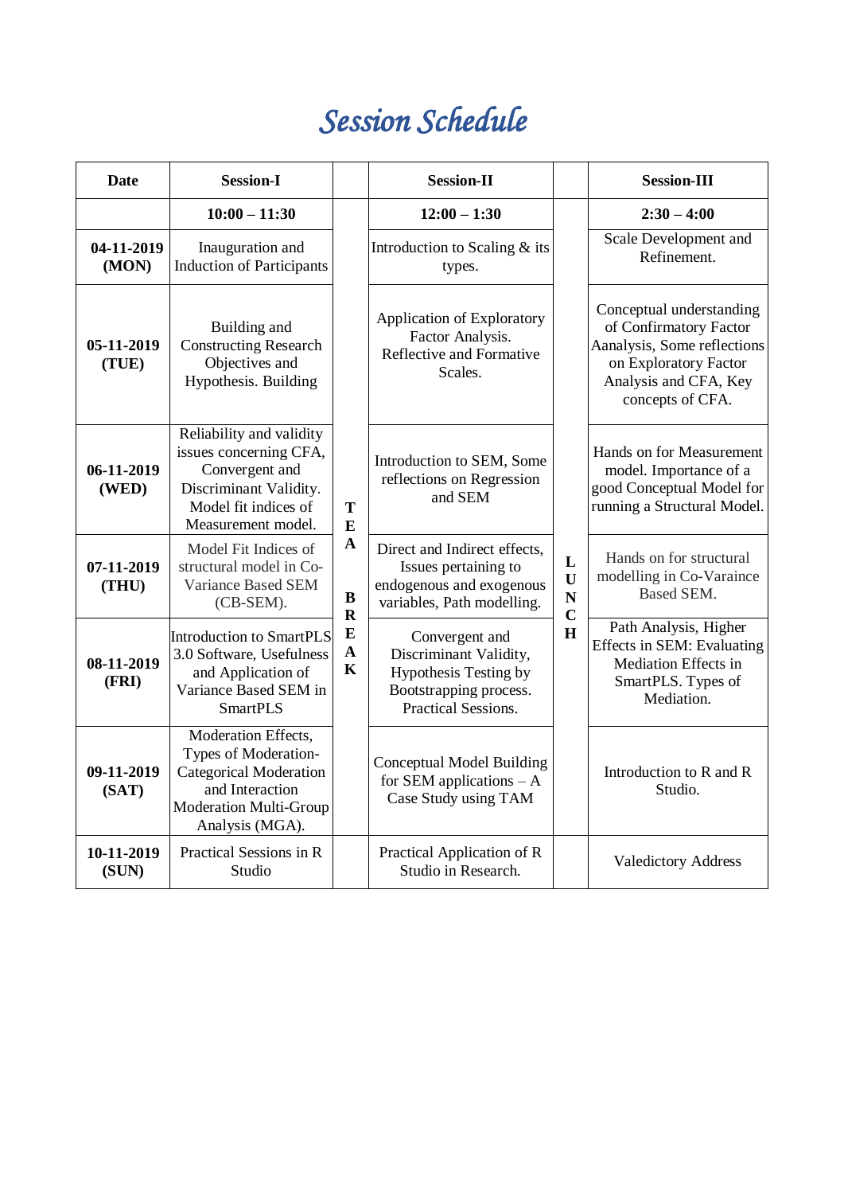# Session Schedule

| Date | Session-I | | Session-II | | Session-III |
|---|---|---|---|---|---|
| | 10:00 – 11:30 | | 12:00 – 1:30 | | 2:30 – 4:00 |
| **04-11-2019 (MON)** | Inauguration and Induction of Participants | | Introduction to Scaling & its types. | | Scale Development and Refinement. |
| **05-11-2019 (TUE)** | Building and Constructing Research Objectives and Hypothesis. Building | | Application of Exploratory Factor Analysis. Reflective and Formative Scales. | | Conceptual understanding of Confirmatory Factor Aanalysis, Some reflections on Exploratory Factor Analysis and CFA, Key concepts of CFA. |
| **06-11-2019 (WED)** | Reliability and validity issues concerning CFA, Convergent and Discriminant Validity. Model fit indices of Measurement model. | **TEA** | Introduction to SEM, Some reflections on Regression and SEM | | Hands on for Measurement model. Importance of a good Conceptual Model for running a Structural Model. |
| **07-11-2019 (THU)** | Model Fit Indices of structural model in Co-Variance Based SEM (CB-SEM). | **BREAK** | Direct and Indirect effects, Issues pertaining to endogenous and exogenous variables, Path modelling. | **LUNCH** | Hands on for structural modelling in Co-Varaince Based SEM. |
| **08-11-2019 (FRI)** | Introduction to SmartPLS 3.0 Software, Usefulness and Application of Variance Based SEM in SmartPLS | | Convergent and Discriminant Validity, Hypothesis Testing by Bootstrapping process. Practical Sessions. | | Path Analysis, Higher Effects in SEM: Evaluating Mediation Effects in SmartPLS. Types of Mediation. |
| **09-11-2019 (SAT)** | Moderation Effects, Types of Moderation- Categorical Moderation and Interaction Moderation Multi-Group Analysis (MGA). | | Conceptual Model Building for SEM applications – A Case Study using TAM | | Introduction to R and R Studio. |
| **10-11-2019 (SUN)** | Practical Sessions in R Studio | | Practical Application of R Studio in Research. | | Valedictory Address |